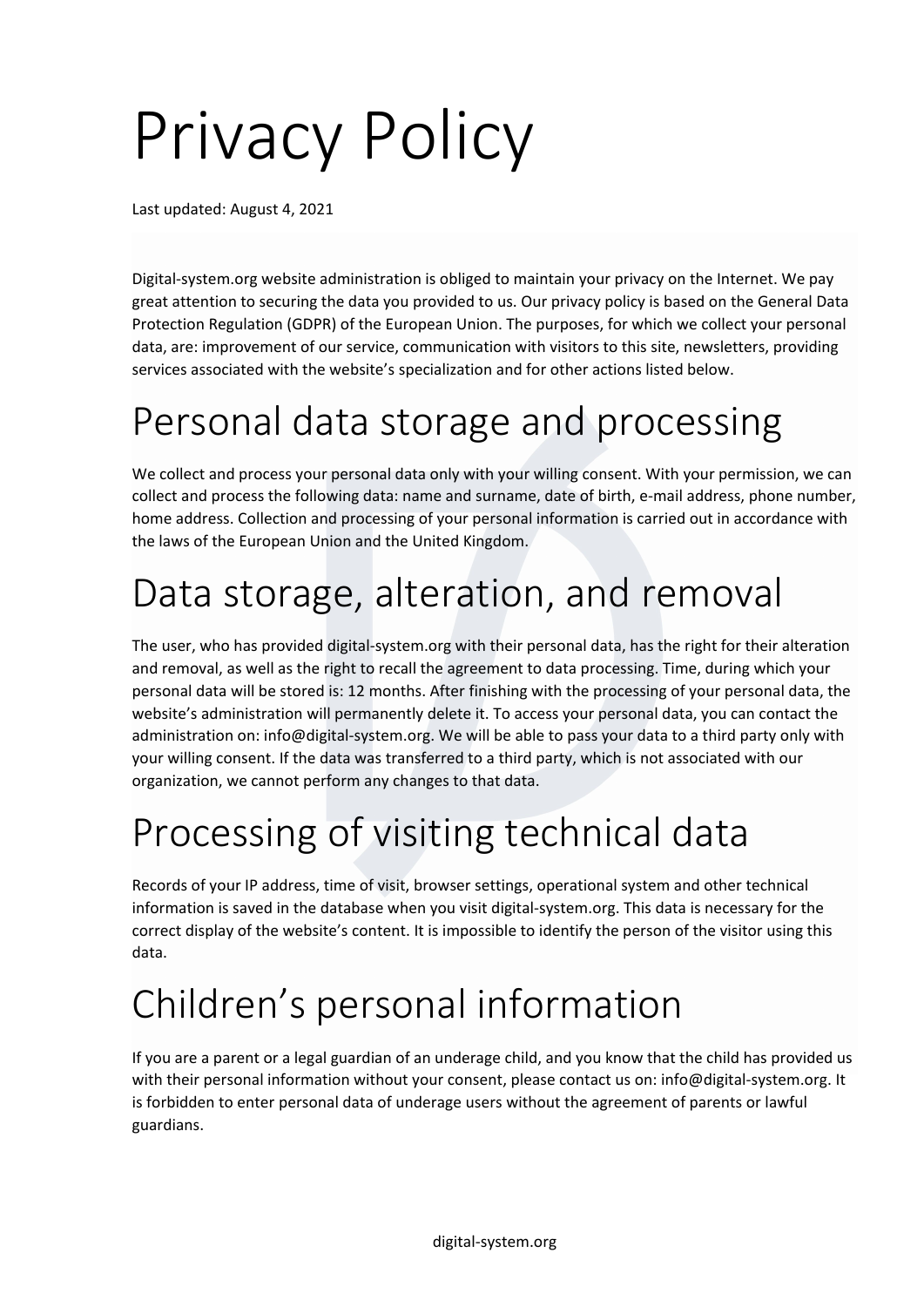# Privacy Policy

Last updated: August 4, 2021

Digital-system.org website administration is obliged to maintain your privacy on the Internet. We pay great attention to securing the data you provided to us. Our privacy policy is based on the General Data Protection Regulation (GDPR) of the European Union. The purposes, for which we collect your personal data, are: improvement of our service, communication with visitors to this site, newsletters, providing services associated with the website's specialization and for other actions listed below.

## Personal data storage and processing

We collect and process your personal data only with your willing consent. With your permission, we can collect and process the following data: name and surname, date of birth, e-mail address, phone number, home address. Collection and processing of your personal information is carried out in accordance with the laws of the European Union and the United Kingdom.

## Data storage, alteration, and removal

The user, who has provided digital-system.org with their personal data, has the right for their alteration and removal, as well as the right to recall the agreement to data processing. Time, during which your personal data will be stored is: 12 months. After finishing with the processing of your personal data, the website's administration will permanently delete it. To access your personal data, you can contact the administration on: info@digital-system.org. We will be able to pass your data to a third party only with your willing consent. If the data was transferred to a third party, which is not associated with our organization, we cannot perform any changes to that data.

## Processing of visiting technical data

Records of your IP address, time of visit, browser settings, operational system and other technical information is saved in the database when you visit digital-system.org. This data is necessary for the correct display of the website's content. It is impossible to identify the person of the visitor using this data.

## Children's personal information

If you are a parent or a legal guardian of an underage child, and you know that the child has provided us with their personal information without your consent, please contact us on: info@digital-system.org. It is forbidden to enter personal data of underage users without the agreement of parents or lawful guardians.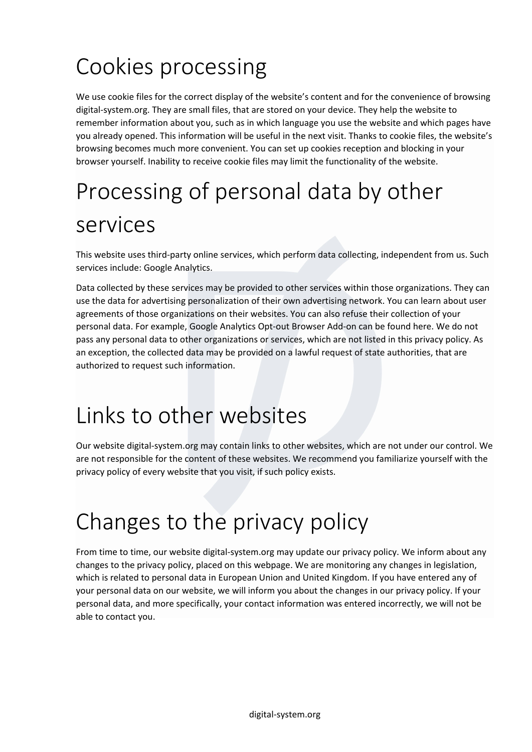# Cookies processing

We use cookie files for the correct display of the website's content and for the convenience of browsing digital-system.org. They are small files, that are stored on your device. They help the website to remember information about you, such as in which language you use the website and which pages have you already opened. This information will be useful in the next visit. Thanks to cookie files, the website's browsing becomes much more convenient. You can set up cookies reception and blocking in your browser yourself. Inability to receive cookie files may limit the functionality of the website.

# Processing of personal data by other services

This website uses third-party online services, which perform data collecting, independent from us. Such services include: Google Analytics.

Data collected by these services may be provided to other services within those organizations. They can use the data for advertising personalization of their own advertising network. You can learn about user agreements of those organizations on their websites. You can also refuse their collection of your personal data. For example, Google Analytics Opt-out Browser Add-on can be found here. We do not pass any personal data to other organizations or services, which are not listed in this privacy policy. As an exception, the collected data may be provided on a lawful request of state authorities, that are authorized to request such information.

# Links to other websites

Our website digital-system.org may contain links to other websites, which are not under our control. We are not responsible for the content of these websites. We recommend you familiarize yourself with the privacy policy of every website that you visit, if such policy exists.

# Changes to the privacy policy

From time to time, our website digital-system.org may update our privacy policy. We inform about any changes to the privacy policy, placed on this webpage. We are monitoring any changes in legislation, which is related to personal data in European Union and United Kingdom. If you have entered any of your personal data on our website, we will inform you about the changes in our privacy policy. If your personal data, and more specifically, your contact information was entered incorrectly, we will not be able to contact you.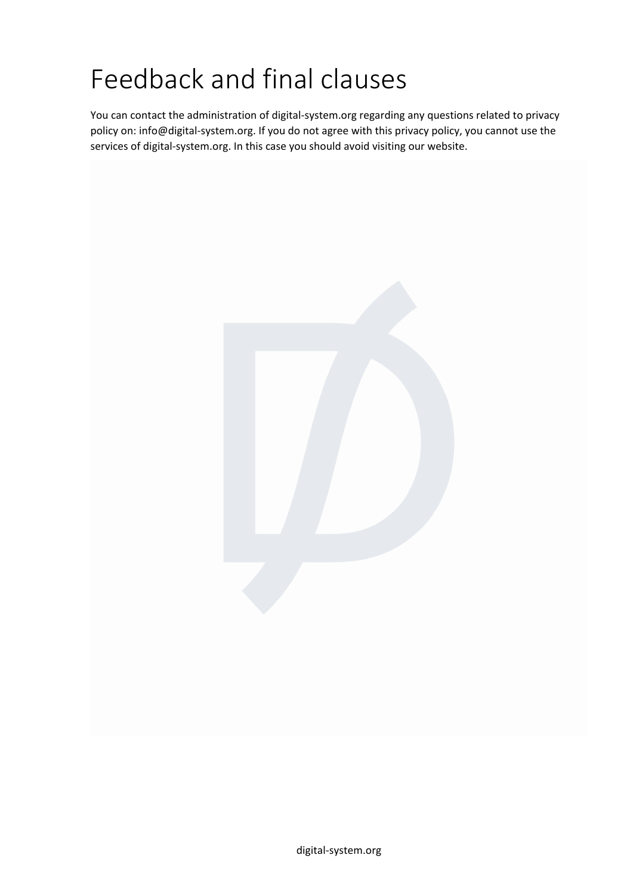# Feedback and final clauses

You can contact the administration of digital-system.org regarding any questions related to privacy policy on: info@digital-system.org. If you do not agree with this privacy policy, you cannot use the services of digital-system.org. In this case you should avoid visiting our website.